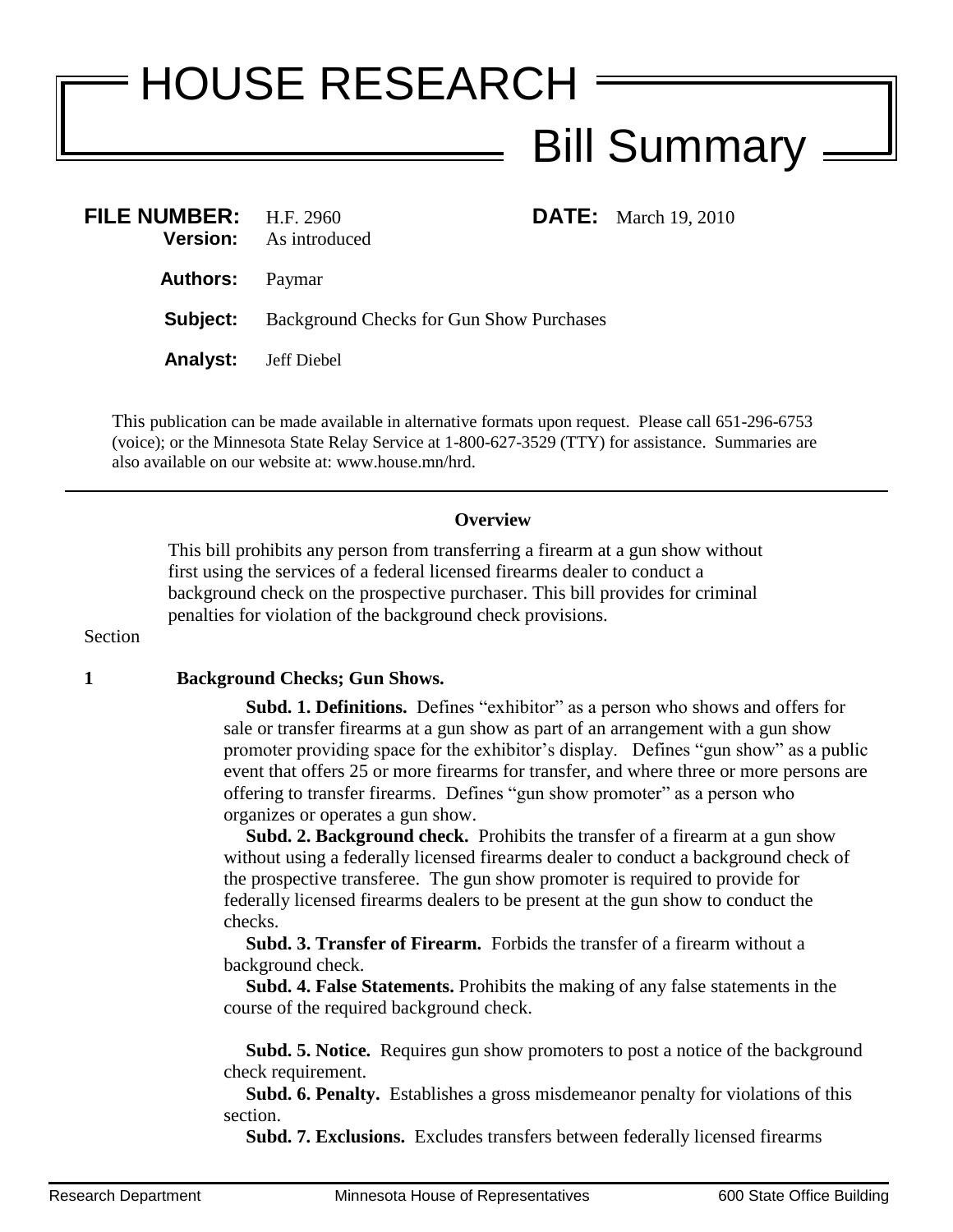# HOUSE RESEARCH

## Bill Summary

**FILE NUMBER:** H.F. 2960 **DATE:** March 19, 2010
**Version:** As introduced

**Authors:** Paymar

**Subject:** Background Checks for Gun Show Purchases

**Analyst:** Jeff Diebel

This publication can be made available in alternative formats upon request. Please call 651-296-6753 (voice); or the Minnesota State Relay Service at 1-800-627-3529 (TTY) for assistance. Summaries are also available on our website at: www.house.mn/hrd.

---

### Overview

This bill prohibits any person from transferring a firearm at a gun show without first using the services of a federal licensed firearms dealer to conduct a background check on the prospective purchaser. This bill provides for criminal penalties for violation of the background check provisions.

Section

**1 Background Checks; Gun Shows.**

**Subd. 1. Definitions.** Defines "exhibitor" as a person who shows and offers for sale or transfer firearms at a gun show as part of an arrangement with a gun show promoter providing space for the exhibitor's display. Defines "gun show" as a public event that offers 25 or more firearms for transfer, and where three or more persons are offering to transfer firearms. Defines "gun show promoter" as a person who organizes or operates a gun show.

**Subd. 2. Background check.** Prohibits the transfer of a firearm at a gun show without using a federally licensed firearms dealer to conduct a background check of the prospective transferee. The gun show promoter is required to provide for federally licensed firearms dealers to be present at the gun show to conduct the checks.

**Subd. 3. Transfer of Firearm.** Forbids the transfer of a firearm without a background check.

**Subd. 4. False Statements.** Prohibits the making of any false statements in the course of the required background check.

**Subd. 5. Notice.** Requires gun show promoters to post a notice of the background check requirement.

**Subd. 6. Penalty.** Establishes a gross misdemeanor penalty for violations of this section.

**Subd. 7. Exclusions.** Excludes transfers between federally licensed firearms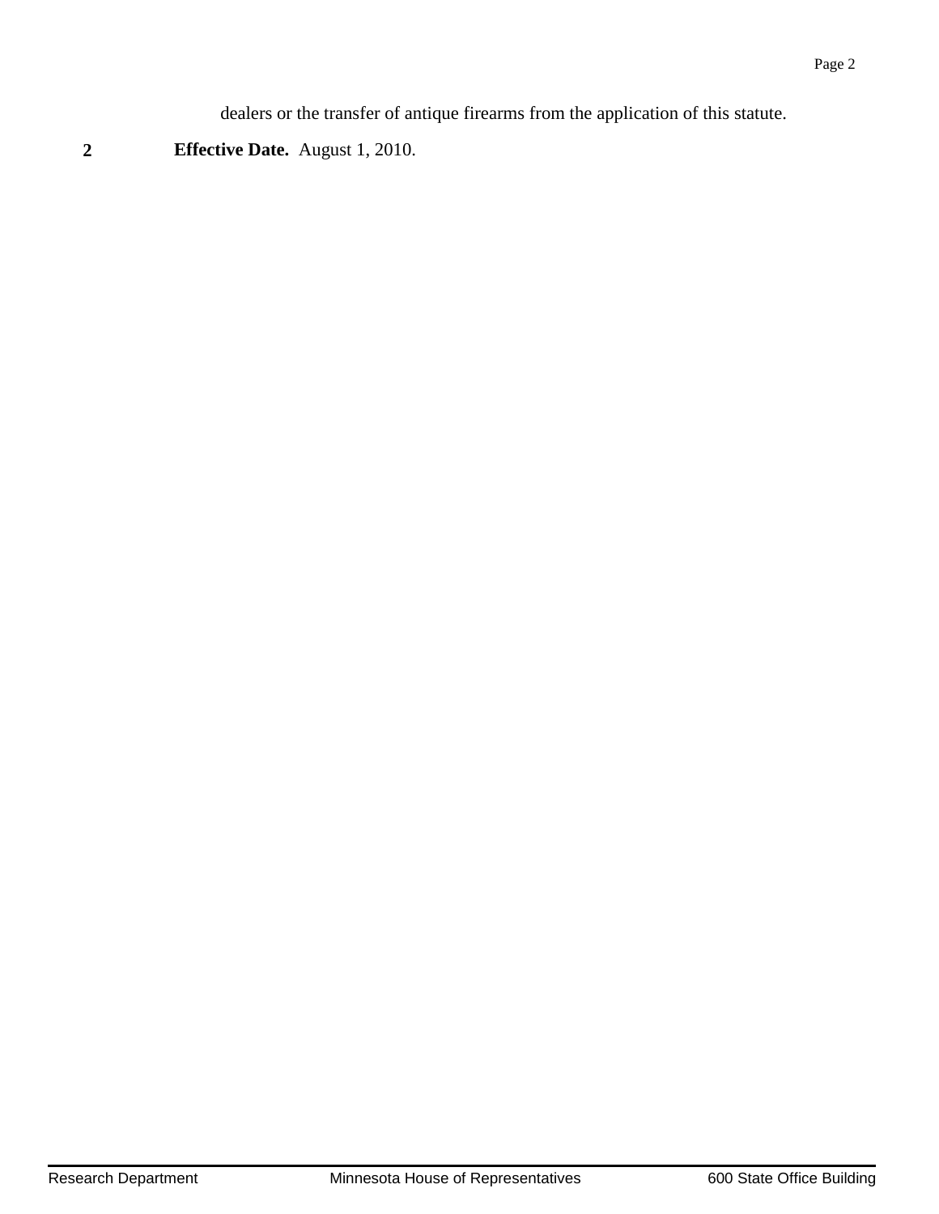dealers or the transfer of antique firearms from the application of this statute.

**2** **Effective Date.** August 1, 2010.